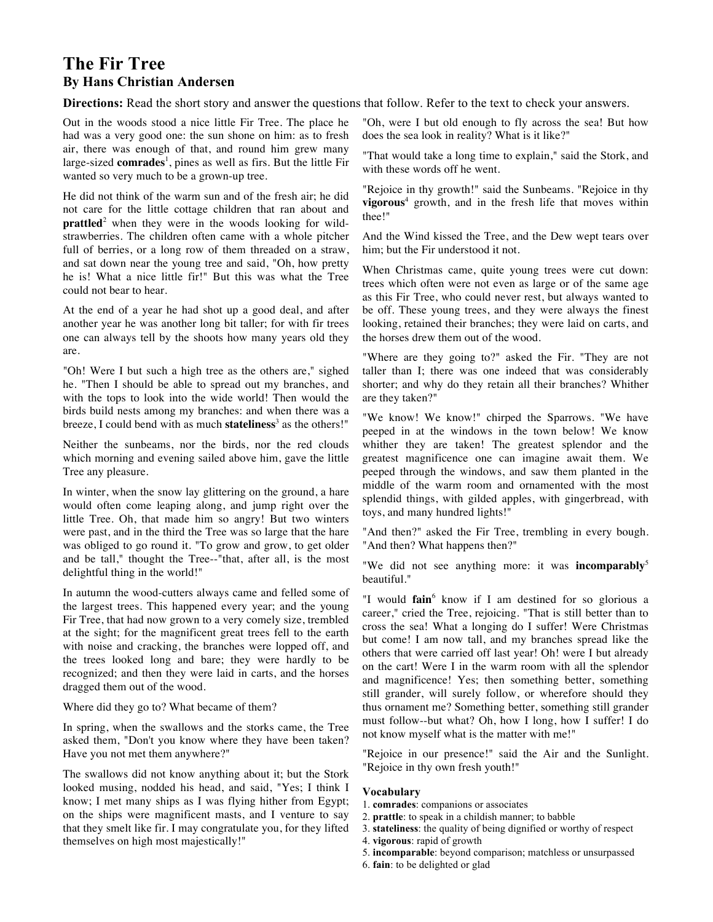# The Fir Tree
## By Hans Christian Andersen

**Directions:** Read the short story and answer the questions that follow. Refer to the text to check your answers.

Out in the woods stood a nice little Fir Tree. The place he had was a very good one: the sun shone on him: as to fresh air, there was enough of that, and round him grew many large-sized **comrades**[1], pines as well as firs. But the little Fir wanted so very much to be a grown-up tree.

He did not think of the warm sun and of the fresh air; he did not care for the little cottage children that ran about and **prattled**[2] when they were in the woods looking for wild-strawberries. The children often came with a whole pitcher full of berries, or a long row of them threaded on a straw, and sat down near the young tree and said, "Oh, how pretty he is! What a nice little fir!" But this was what the Tree could not bear to hear.

At the end of a year he had shot up a good deal, and after another year he was another long bit taller; for with fir trees one can always tell by the shoots how many years old they are.

"Oh! Were I but such a high tree as the others are," sighed he. "Then I should be able to spread out my branches, and with the tops to look into the wide world! Then would the birds build nests among my branches: and when there was a breeze, I could bend with as much **stateliness**[3] as the others!"

Neither the sunbeams, nor the birds, nor the red clouds which morning and evening sailed above him, gave the little Tree any pleasure.

In winter, when the snow lay glittering on the ground, a hare would often come leaping along, and jump right over the little Tree. Oh, that made him so angry! But two winters were past, and in the third the Tree was so large that the hare was obliged to go round it. "To grow and grow, to get older and be tall," thought the Tree--"that, after all, is the most delightful thing in the world!"

In autumn the wood-cutters always came and felled some of the largest trees. This happened every year; and the young Fir Tree, that had now grown to a very comely size, trembled at the sight; for the magnificent great trees fell to the earth with noise and cracking, the branches were lopped off, and the trees looked long and bare; they were hardly to be recognized; and then they were laid in carts, and the horses dragged them out of the wood.

Where did they go to? What became of them?

In spring, when the swallows and the storks came, the Tree asked them, "Don't you know where they have been taken? Have you not met them anywhere?"

The swallows did not know anything about it; but the Stork looked musing, nodded his head, and said, "Yes; I think I know; I met many ships as I was flying hither from Egypt; on the ships were magnificent masts, and I venture to say that they smelt like fir. I may congratulate you, for they lifted themselves on high most majestically!"

"Oh, were I but old enough to fly across the sea! But how does the sea look in reality? What is it like?"

"That would take a long time to explain," said the Stork, and with these words off he went.

"Rejoice in thy growth!" said the Sunbeams. "Rejoice in thy **vigorous**[4] growth, and in the fresh life that moves within thee!"

And the Wind kissed the Tree, and the Dew wept tears over him; but the Fir understood it not.

When Christmas came, quite young trees were cut down: trees which often were not even as large or of the same age as this Fir Tree, who could never rest, but always wanted to be off. These young trees, and they were always the finest looking, retained their branches; they were laid on carts, and the horses drew them out of the wood.

"Where are they going to?" asked the Fir. "They are not taller than I; there was one indeed that was considerably shorter; and why do they retain all their branches? Whither are they taken?"

"We know! We know!" chirped the Sparrows. "We have peeped in at the windows in the town below! We know whither they are taken! The greatest splendor and the greatest magnificence one can imagine await them. We peeped through the windows, and saw them planted in the middle of the warm room and ornamented with the most splendid things, with gilded apples, with gingerbread, with toys, and many hundred lights!"

"And then?" asked the Fir Tree, trembling in every bough. "And then? What happens then?"

"We did not see anything more: it was **incomparably**[5] beautiful."

"I would **fain**[6] know if I am destined for so glorious a career," cried the Tree, rejoicing. "That is still better than to cross the sea! What a longing do I suffer! Were Christmas but come! I am now tall, and my branches spread like the others that were carried off last year! Oh! were I but already on the cart! Were I in the warm room with all the splendor and magnificence! Yes; then something better, something still grander, will surely follow, or wherefore should they thus ornament me? Something better, something still grander must follow--but what? Oh, how I long, how I suffer! I do not know myself what is the matter with me!"

"Rejoice in our presence!" said the Air and the Sunlight. "Rejoice in thy own fresh youth!"

**Vocabulary**

1. **comrades**: companions or associates
2. **prattle**: to speak in a childish manner; to babble
3. **stateliness**: the quality of being dignified or worthy of respect
4. **vigorous**: rapid of growth
5. **incomparable**: beyond comparison; matchless or unsurpassed
6. **fain**: to be delighted or glad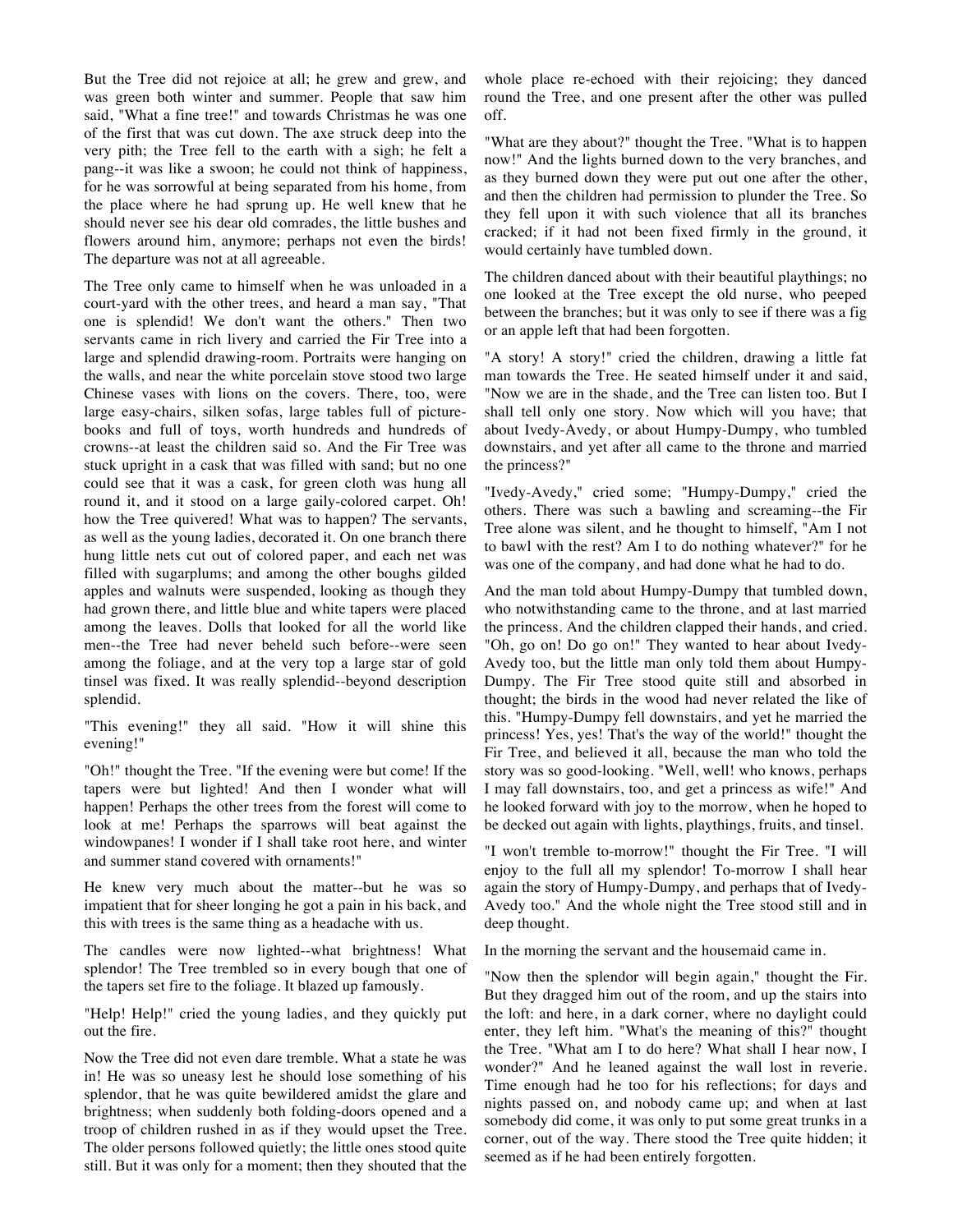But the Tree did not rejoice at all; he grew and grew, and was green both winter and summer. People that saw him said, "What a fine tree!" and towards Christmas he was one of the first that was cut down. The axe struck deep into the very pith; the Tree fell to the earth with a sigh; he felt a pang--it was like a swoon; he could not think of happiness, for he was sorrowful at being separated from his home, from the place where he had sprung up. He well knew that he should never see his dear old comrades, the little bushes and flowers around him, anymore; perhaps not even the birds! The departure was not at all agreeable.

The Tree only came to himself when he was unloaded in a court-yard with the other trees, and heard a man say, "That one is splendid! We don't want the others." Then two servants came in rich livery and carried the Fir Tree into a large and splendid drawing-room. Portraits were hanging on the walls, and near the white porcelain stove stood two large Chinese vases with lions on the covers. There, too, were large easy-chairs, silken sofas, large tables full of picture-books and full of toys, worth hundreds and hundreds of crowns--at least the children said so. And the Fir Tree was stuck upright in a cask that was filled with sand; but no one could see that it was a cask, for green cloth was hung all round it, and it stood on a large gaily-colored carpet. Oh! how the Tree quivered! What was to happen? The servants, as well as the young ladies, decorated it. On one branch there hung little nets cut out of colored paper, and each net was filled with sugarplums; and among the other boughs gilded apples and walnuts were suspended, looking as though they had grown there, and little blue and white tapers were placed among the leaves. Dolls that looked for all the world like men--the Tree had never beheld such before--were seen among the foliage, and at the very top a large star of gold tinsel was fixed. It was really splendid--beyond description splendid.

"This evening!" they all said. "How it will shine this evening!"

"Oh!" thought the Tree. "If the evening were but come! If the tapers were but lighted! And then I wonder what will happen! Perhaps the other trees from the forest will come to look at me! Perhaps the sparrows will beat against the windowpanes! I wonder if I shall take root here, and winter and summer stand covered with ornaments!"

He knew very much about the matter--but he was so impatient that for sheer longing he got a pain in his back, and this with trees is the same thing as a headache with us.

The candles were now lighted--what brightness! What splendor! The Tree trembled so in every bough that one of the tapers set fire to the foliage. It blazed up famously.

"Help! Help!" cried the young ladies, and they quickly put out the fire.

Now the Tree did not even dare tremble. What a state he was in! He was so uneasy lest he should lose something of his splendor, that he was quite bewildered amidst the glare and brightness; when suddenly both folding-doors opened and a troop of children rushed in as if they would upset the Tree. The older persons followed quietly; the little ones stood quite still. But it was only for a moment; then they shouted that the whole place re-echoed with their rejoicing; they danced round the Tree, and one present after the other was pulled off.

"What are they about?" thought the Tree. "What is to happen now!" And the lights burned down to the very branches, and as they burned down they were put out one after the other, and then the children had permission to plunder the Tree. So they fell upon it with such violence that all its branches cracked; if it had not been fixed firmly in the ground, it would certainly have tumbled down.

The children danced about with their beautiful playthings; no one looked at the Tree except the old nurse, who peeped between the branches; but it was only to see if there was a fig or an apple left that had been forgotten.

"A story! A story!" cried the children, drawing a little fat man towards the Tree. He seated himself under it and said, "Now we are in the shade, and the Tree can listen too. But I shall tell only one story. Now which will you have; that about Ivedy-Avedy, or about Humpy-Dumpy, who tumbled downstairs, and yet after all came to the throne and married the princess?"

"Ivedy-Avedy," cried some; "Humpy-Dumpy," cried the others. There was such a bawling and screaming--the Fir Tree alone was silent, and he thought to himself, "Am I not to bawl with the rest? Am I to do nothing whatever?" for he was one of the company, and had done what he had to do.

And the man told about Humpy-Dumpy that tumbled down, who notwithstanding came to the throne, and at last married the princess. And the children clapped their hands, and cried. "Oh, go on! Do go on!" They wanted to hear about Ivedy-Avedy too, but the little man only told them about Humpy-Dumpy. The Fir Tree stood quite still and absorbed in thought; the birds in the wood had never related the like of this. "Humpy-Dumpy fell downstairs, and yet he married the princess! Yes, yes! That's the way of the world!" thought the Fir Tree, and believed it all, because the man who told the story was so good-looking. "Well, well! who knows, perhaps I may fall downstairs, too, and get a princess as wife!" And he looked forward with joy to the morrow, when he hoped to be decked out again with lights, playthings, fruits, and tinsel.

"I won't tremble to-morrow!" thought the Fir Tree. "I will enjoy to the full all my splendor! To-morrow I shall hear again the story of Humpy-Dumpy, and perhaps that of Ivedy-Avedy too." And the whole night the Tree stood still and in deep thought.

In the morning the servant and the housemaid came in.

"Now then the splendor will begin again," thought the Fir. But they dragged him out of the room, and up the stairs into the loft: and here, in a dark corner, where no daylight could enter, they left him. "What's the meaning of this?" thought the Tree. "What am I to do here? What shall I hear now, I wonder?" And he leaned against the wall lost in reverie. Time enough had he too for his reflections; for days and nights passed on, and nobody came up; and when at last somebody did come, it was only to put some great trunks in a corner, out of the way. There stood the Tree quite hidden; it seemed as if he had been entirely forgotten.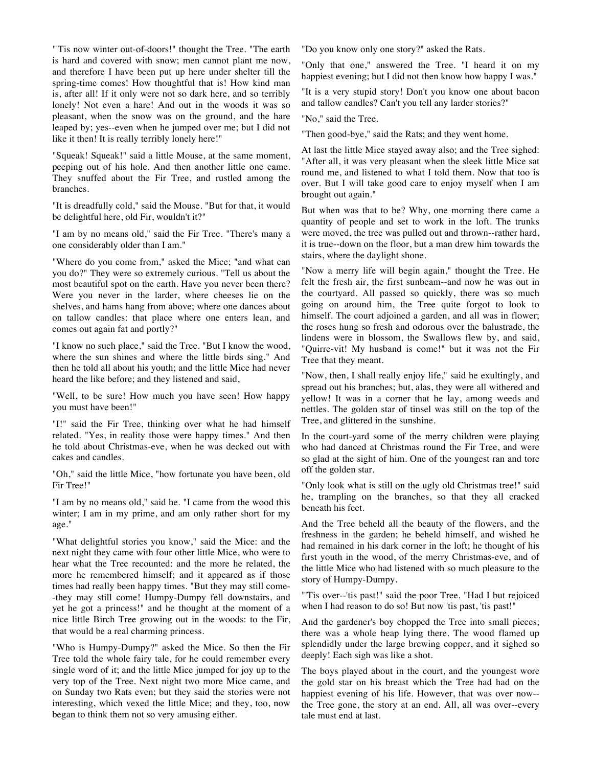"'Tis now winter out-of-doors!" thought the Tree. "The earth is hard and covered with snow; men cannot plant me now, and therefore I have been put up here under shelter till the spring-time comes! How thoughtful that is! How kind man is, after all! If it only were not so dark here, and so terribly lonely! Not even a hare! And out in the woods it was so pleasant, when the snow was on the ground, and the hare leaped by; yes--even when he jumped over me; but I did not like it then! It is really terribly lonely here!"

"Squeak! Squeak!" said a little Mouse, at the same moment, peeping out of his hole. And then another little one came. They snuffed about the Fir Tree, and rustled among the branches.

"It is dreadfully cold," said the Mouse. "But for that, it would be delightful here, old Fir, wouldn't it?"

"I am by no means old," said the Fir Tree. "There's many a one considerably older than I am."

"Where do you come from," asked the Mice; "and what can you do?" They were so extremely curious. "Tell us about the most beautiful spot on the earth. Have you never been there? Were you never in the larder, where cheeses lie on the shelves, and hams hang from above; where one dances about on tallow candles: that place where one enters lean, and comes out again fat and portly?"

"I know no such place," said the Tree. "But I know the wood, where the sun shines and where the little birds sing." And then he told all about his youth; and the little Mice had never heard the like before; and they listened and said,

"Well, to be sure! How much you have seen! How happy you must have been!"

"I!" said the Fir Tree, thinking over what he had himself related. "Yes, in reality those were happy times." And then he told about Christmas-eve, when he was decked out with cakes and candles.

"Oh," said the little Mice, "how fortunate you have been, old Fir Tree!"

"I am by no means old," said he. "I came from the wood this winter; I am in my prime, and am only rather short for my age."

"What delightful stories you know," said the Mice: and the next night they came with four other little Mice, who were to hear what the Tree recounted: and the more he related, the more he remembered himself; and it appeared as if those times had really been happy times. "But they may still come--they may still come! Humpy-Dumpy fell downstairs, and yet he got a princess!" and he thought at the moment of a nice little Birch Tree growing out in the woods: to the Fir, that would be a real charming princess.

"Who is Humpy-Dumpy?" asked the Mice. So then the Fir Tree told the whole fairy tale, for he could remember every single word of it; and the little Mice jumped for joy up to the very top of the Tree. Next night two more Mice came, and on Sunday two Rats even; but they said the stories were not interesting, which vexed the little Mice; and they, too, now began to think them not so very amusing either.

"Do you know only one story?" asked the Rats.

"Only that one," answered the Tree. "I heard it on my happiest evening; but I did not then know how happy I was."

"It is a very stupid story! Don't you know one about bacon and tallow candles? Can't you tell any larder stories?"

"No," said the Tree.

"Then good-bye," said the Rats; and they went home.

At last the little Mice stayed away also; and the Tree sighed: "After all, it was very pleasant when the sleek little Mice sat round me, and listened to what I told them. Now that too is over. But I will take good care to enjoy myself when I am brought out again."

But when was that to be? Why, one morning there came a quantity of people and set to work in the loft. The trunks were moved, the tree was pulled out and thrown--rather hard, it is true--down on the floor, but a man drew him towards the stairs, where the daylight shone.

"Now a merry life will begin again," thought the Tree. He felt the fresh air, the first sunbeam--and now he was out in the courtyard. All passed so quickly, there was so much going on around him, the Tree quite forgot to look to himself. The court adjoined a garden, and all was in flower; the roses hung so fresh and odorous over the balustrade, the lindens were in blossom, the Swallows flew by, and said, "Quirre-vit! My husband is come!" but it was not the Fir Tree that they meant.

"Now, then, I shall really enjoy life," said he exultingly, and spread out his branches; but, alas, they were all withered and yellow! It was in a corner that he lay, among weeds and nettles. The golden star of tinsel was still on the top of the Tree, and glittered in the sunshine.

In the court-yard some of the merry children were playing who had danced at Christmas round the Fir Tree, and were so glad at the sight of him. One of the youngest ran and tore off the golden star.

"Only look what is still on the ugly old Christmas tree!" said he, trampling on the branches, so that they all cracked beneath his feet.

And the Tree beheld all the beauty of the flowers, and the freshness in the garden; he beheld himself, and wished he had remained in his dark corner in the loft; he thought of his first youth in the wood, of the merry Christmas-eve, and of the little Mice who had listened with so much pleasure to the story of Humpy-Dumpy.

"'Tis over--'tis past!" said the poor Tree. "Had I but rejoiced when I had reason to do so! But now 'tis past, 'tis past!"

And the gardener's boy chopped the Tree into small pieces; there was a whole heap lying there. The wood flamed up splendidly under the large brewing copper, and it sighed so deeply! Each sigh was like a shot.

The boys played about in the court, and the youngest wore the gold star on his breast which the Tree had had on the happiest evening of his life. However, that was over now--the Tree gone, the story at an end. All, all was over--every tale must end at last.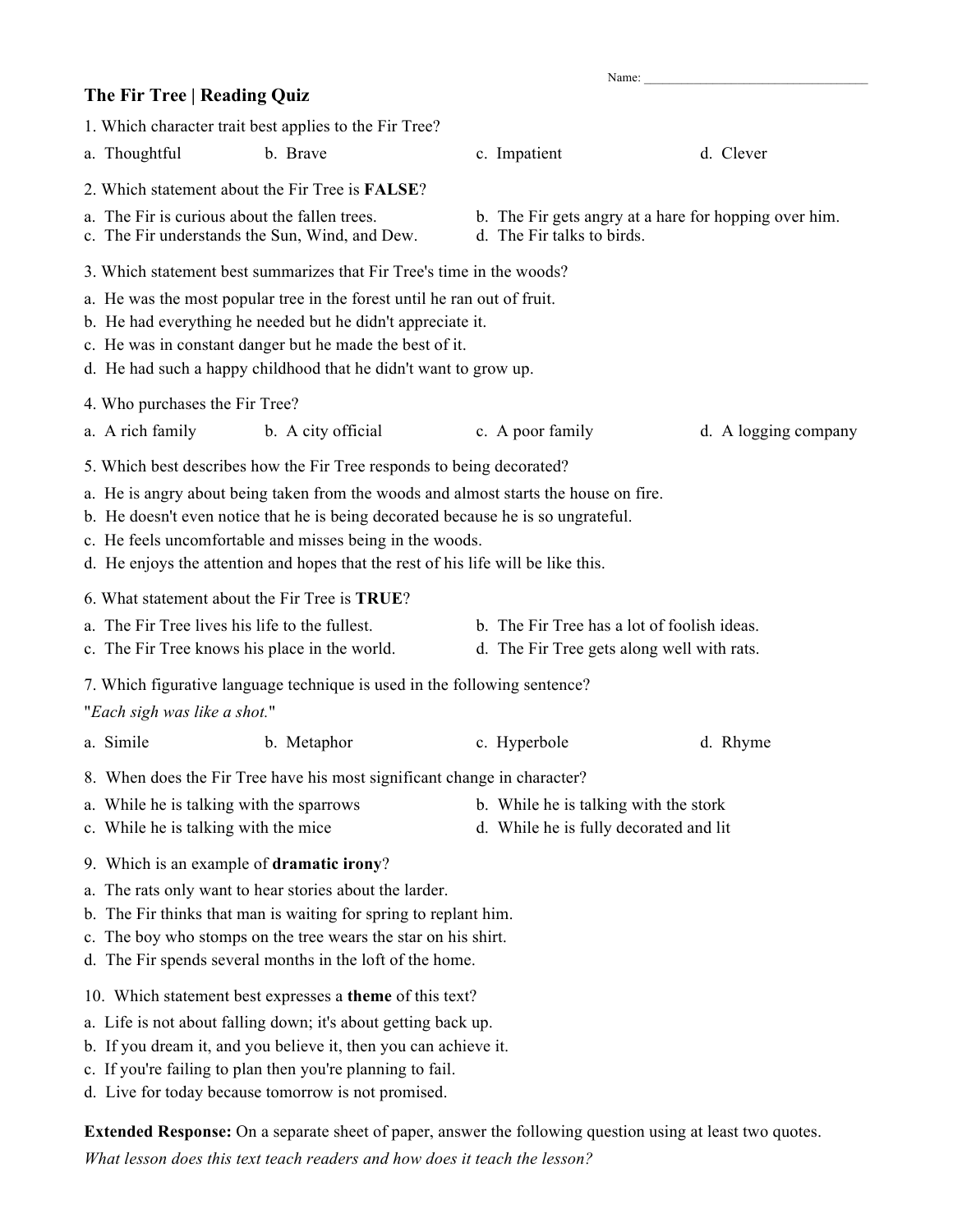Name: ___________________________________

# The Fir Tree | Reading Quiz

1. Which character trait best applies to the Fir Tree?

a. Thoughtful
b. Brave
c. Impatient
d. Clever

2. Which statement about the Fir Tree is **FALSE**?

a. The Fir is curious about the fallen trees.
b. The Fir gets angry at a hare for hopping over him.
c. The Fir understands the Sun, Wind, and Dew.
d. The Fir talks to birds.

3. Which statement best summarizes that Fir Tree's time in the woods?

a. He was the most popular tree in the forest until he ran out of fruit.
b. He had everything he needed but he didn't appreciate it.
c. He was in constant danger but he made the best of it.
d. He had such a happy childhood that he didn't want to grow up.

4. Who purchases the Fir Tree?

a. A rich family
b. A city official
c. A poor family
d. A logging company

5. Which best describes how the Fir Tree responds to being decorated?

a. He is angry about being taken from the woods and almost starts the house on fire.
b. He doesn't even notice that he is being decorated because he is so ungrateful.
c. He feels uncomfortable and misses being in the woods.
d. He enjoys the attention and hopes that the rest of his life will be like this.

6. What statement about the Fir Tree is **TRUE**?

a. The Fir Tree lives his life to the fullest.
b. The Fir Tree has a lot of foolish ideas.
c. The Fir Tree knows his place in the world.
d. The Fir Tree gets along well with rats.

7. Which figurative language technique is used in the following sentence?

"*Each sigh was like a shot.*"

a. Simile
b. Metaphor
c. Hyperbole
d. Rhyme

8. When does the Fir Tree have his most significant change in character?

a. While he is talking with the sparrows
b. While he is talking with the stork
c. While he is talking with the mice
d. While he is fully decorated and lit

9. Which is an example of **dramatic irony**?

a. The rats only want to hear stories about the larder.
b. The Fir thinks that man is waiting for spring to replant him.
c. The boy who stomps on the tree wears the star on his shirt.
d. The Fir spends several months in the loft of the home.

10. Which statement best expresses a **theme** of this text?

a. Life is not about falling down; it's about getting back up.
b. If you dream it, and you believe it, then you can achieve it.
c. If you're failing to plan then you're planning to fail.
d. Live for today because tomorrow is not promised.

**Extended Response:** On a separate sheet of paper, answer the following question using at least two quotes.

*What lesson does this text teach readers and how does it teach the lesson?*